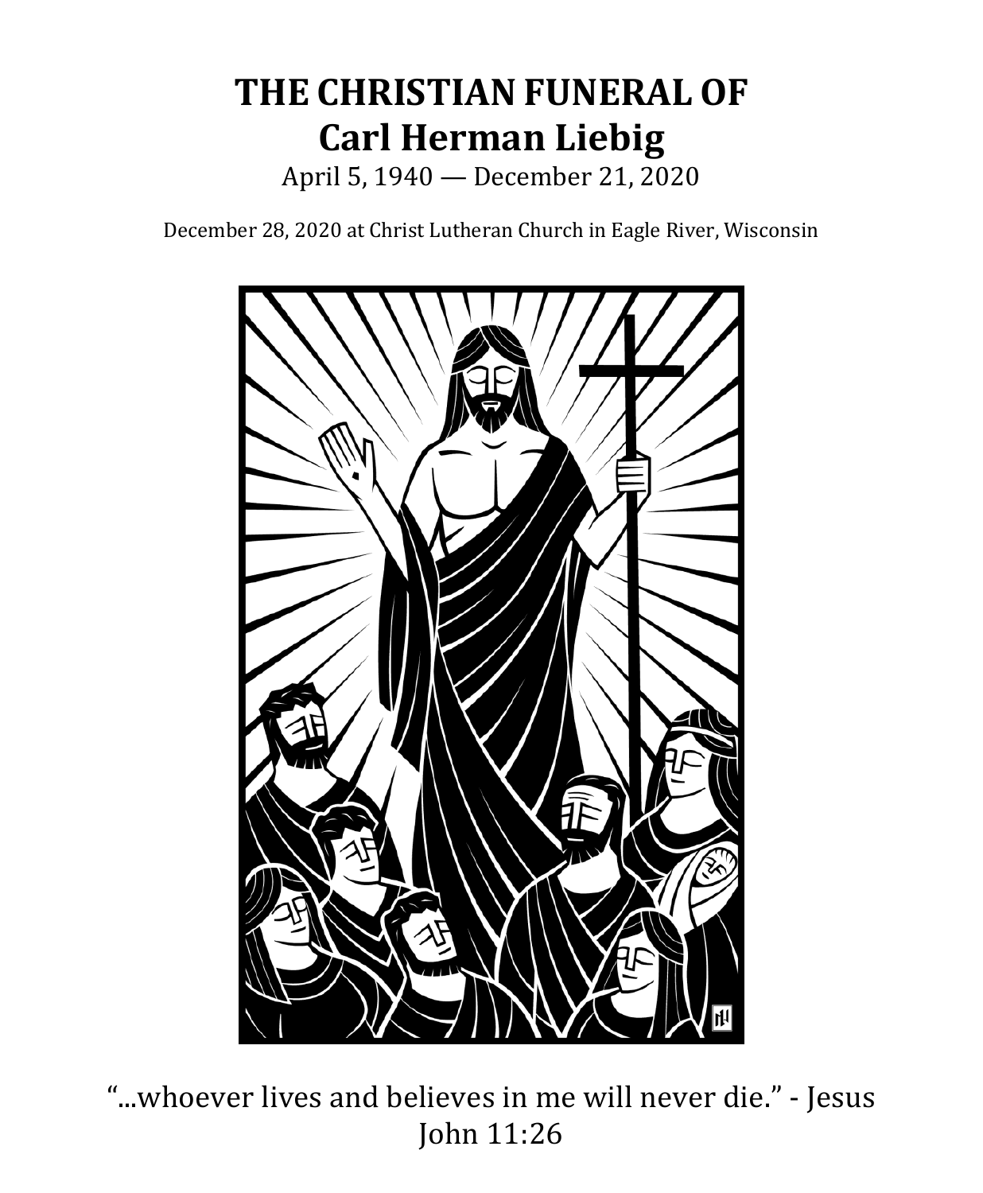# THE CHRISTIAN FUNERAL OF
# Carl Herman Liebig

April 5, 1940 — December 21, 2020

December 28, 2020 at Christ Lutheran Church in Eagle River, Wisconsin

"...whoever lives and believes in me will never die." - Jesus
John 11:26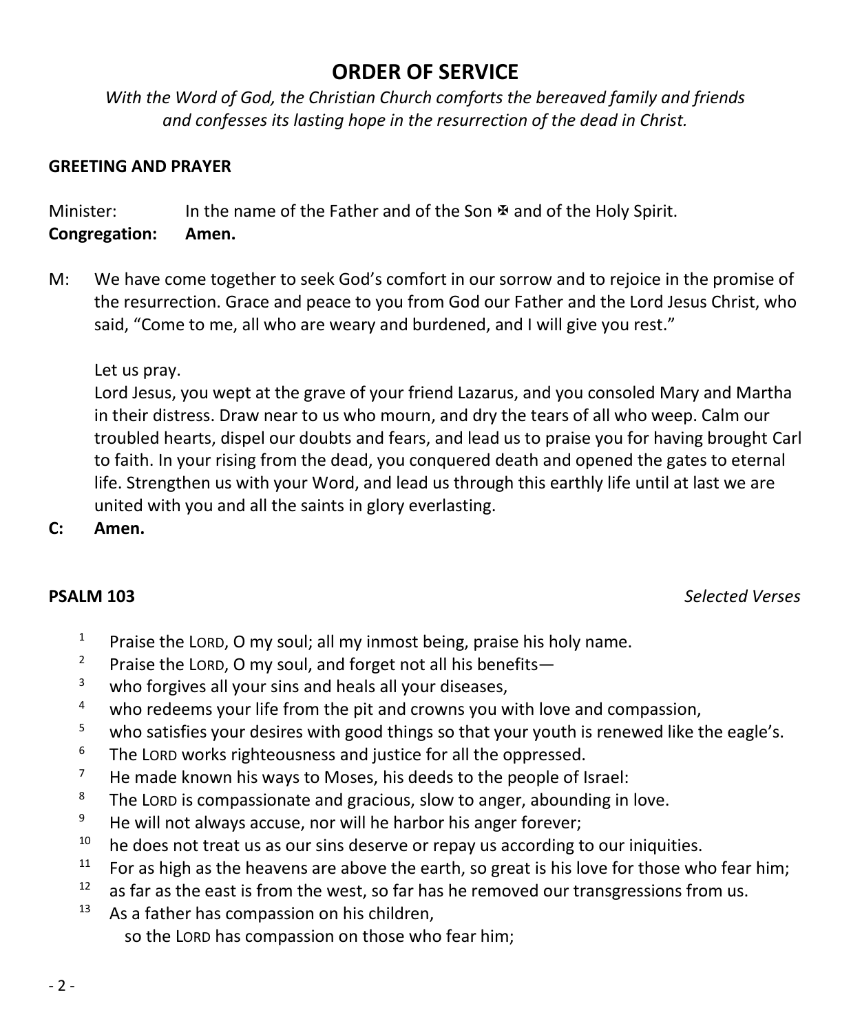# ORDER OF SERVICE

*With the Word of God, the Christian Church comforts the bereaved family and friends and confesses its lasting hope in the resurrection of the dead in Christ.*

**GREETING AND PRAYER**

Minister: In the name of the Father and of the Son ✠ and of the Holy Spirit.
**Congregation: Amen.**

M: We have come together to seek God's comfort in our sorrow and to rejoice in the promise of the resurrection. Grace and peace to you from God our Father and the Lord Jesus Christ, who said, "Come to me, all who are weary and burdened, and I will give you rest."

Let us pray.
Lord Jesus, you wept at the grave of your friend Lazarus, and you consoled Mary and Martha in their distress. Draw near to us who mourn, and dry the tears of all who weep. Calm our troubled hearts, dispel our doubts and fears, and lead us to praise you for having brought Carl to faith. In your rising from the dead, you conquered death and opened the gates to eternal life. Strengthen us with your Word, and lead us through this earthly life until at last we are united with you and all the saints in glory everlasting.

**C: Amen.**

**PSALM 103** *Selected Verses*

[1] Praise the LORD, O my soul; all my inmost being, praise his holy name.
[2] Praise the LORD, O my soul, and forget not all his benefits—
[3] who forgives all your sins and heals all your diseases,
[4] who redeems your life from the pit and crowns you with love and compassion,
[5] who satisfies your desires with good things so that your youth is renewed like the eagle's.
[6] The LORD works righteousness and justice for all the oppressed.
[7] He made known his ways to Moses, his deeds to the people of Israel:
[8] The LORD is compassionate and gracious, slow to anger, abounding in love.
[9] He will not always accuse, nor will he harbor his anger forever;
[10] he does not treat us as our sins deserve or repay us according to our iniquities.
[11] For as high as the heavens are above the earth, so great is his love for those who fear him;
[12] as far as the east is from the west, so far has he removed our transgressions from us.
[13] As a father has compassion on his children,
so the LORD has compassion on those who fear him;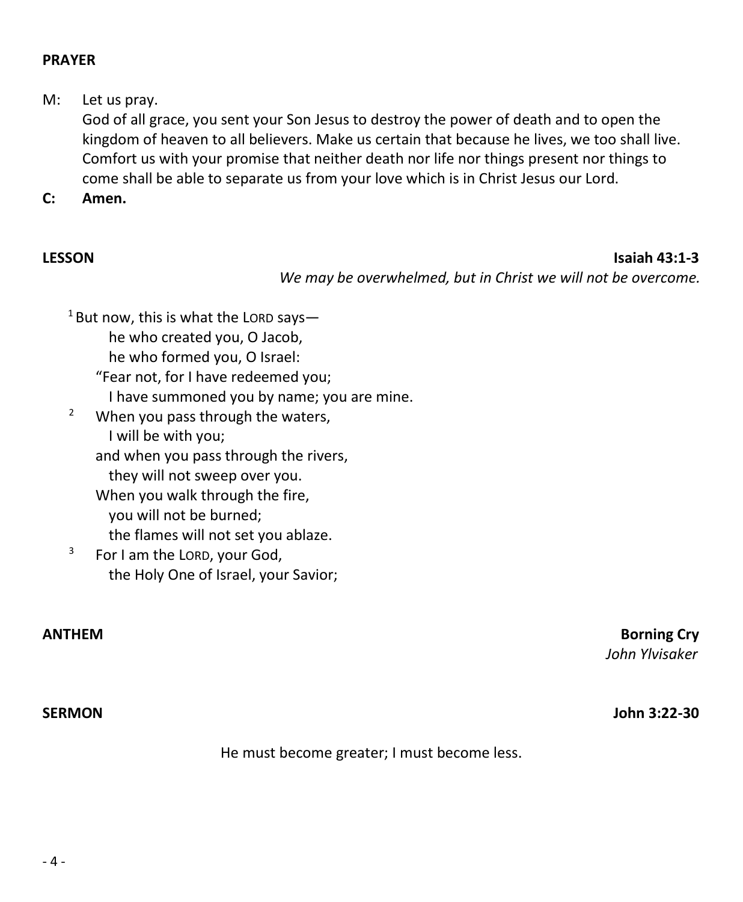**PRAYER**

M: Let us pray.
God of all grace, you sent your Son Jesus to destroy the power of death and to open the kingdom of heaven to all believers. Make us certain that because he lives, we too shall live. Comfort us with your promise that neither death nor life nor things present nor things to come shall be able to separate us from your love which is in Christ Jesus our Lord.

**C: Amen.**

**LESSON** **Isaiah 43:1-3**

*We may be overwhelmed, but in Christ we will not be overcome.*

[1] But now, this is what the LORD says—
he who created you, O Jacob,
he who formed you, O Israel:
"Fear not, for I have redeemed you;
I have summoned you by name; you are mine.
[2] When you pass through the waters,
I will be with you;
and when you pass through the rivers,
they will not sweep over you.
When you walk through the fire,
you will not be burned;
the flames will not set you ablaze.
[3] For I am the LORD, your God,
the Holy One of Israel, your Savior;

**ANTHEM** **Borning Cry**

*John Ylvisaker*

**SERMON** **John 3:22-30**

He must become greater; I must become less.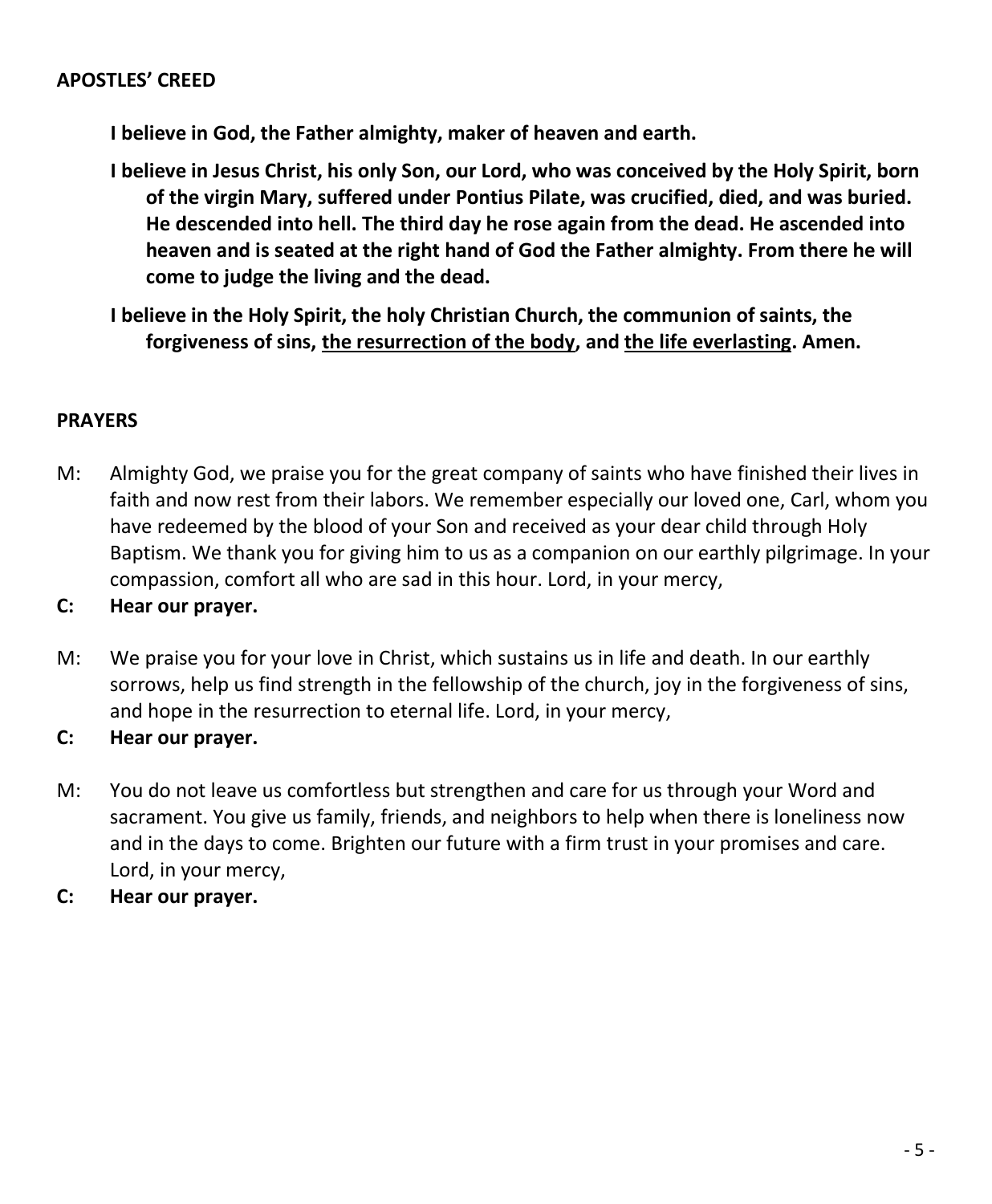## APOSTLES' CREED

**I believe in God, the Father almighty, maker of heaven and earth.**

**I believe in Jesus Christ, his only Son, our Lord, who was conceived by the Holy Spirit, born of the virgin Mary, suffered under Pontius Pilate, was crucified, died, and was buried. He descended into hell. The third day he rose again from the dead. He ascended into heaven and is seated at the right hand of God the Father almighty. From there he will come to judge the living and the dead.**

**I believe in the Holy Spirit, the holy Christian Church, the communion of saints, the forgiveness of sins, <u>the resurrection of the body</u>, and <u>the life everlasting</u>. Amen.**

## PRAYERS

M: Almighty God, we praise you for the great company of saints who have finished their lives in faith and now rest from their labors. We remember especially our loved one, Carl, whom you have redeemed by the blood of your Son and received as your dear child through Holy Baptism. We thank you for giving him to us as a companion on our earthly pilgrimage. In your compassion, comfort all who are sad in this hour. Lord, in your mercy,

**C: Hear our prayer.**

M: We praise you for your love in Christ, which sustains us in life and death. In our earthly sorrows, help us find strength in the fellowship of the church, joy in the forgiveness of sins, and hope in the resurrection to eternal life. Lord, in your mercy,

**C: Hear our prayer.**

M: You do not leave us comfortless but strengthen and care for us through your Word and sacrament. You give us family, friends, and neighbors to help when there is loneliness now and in the days to come. Brighten our future with a firm trust in your promises and care. Lord, in your mercy,

**C: Hear our prayer.**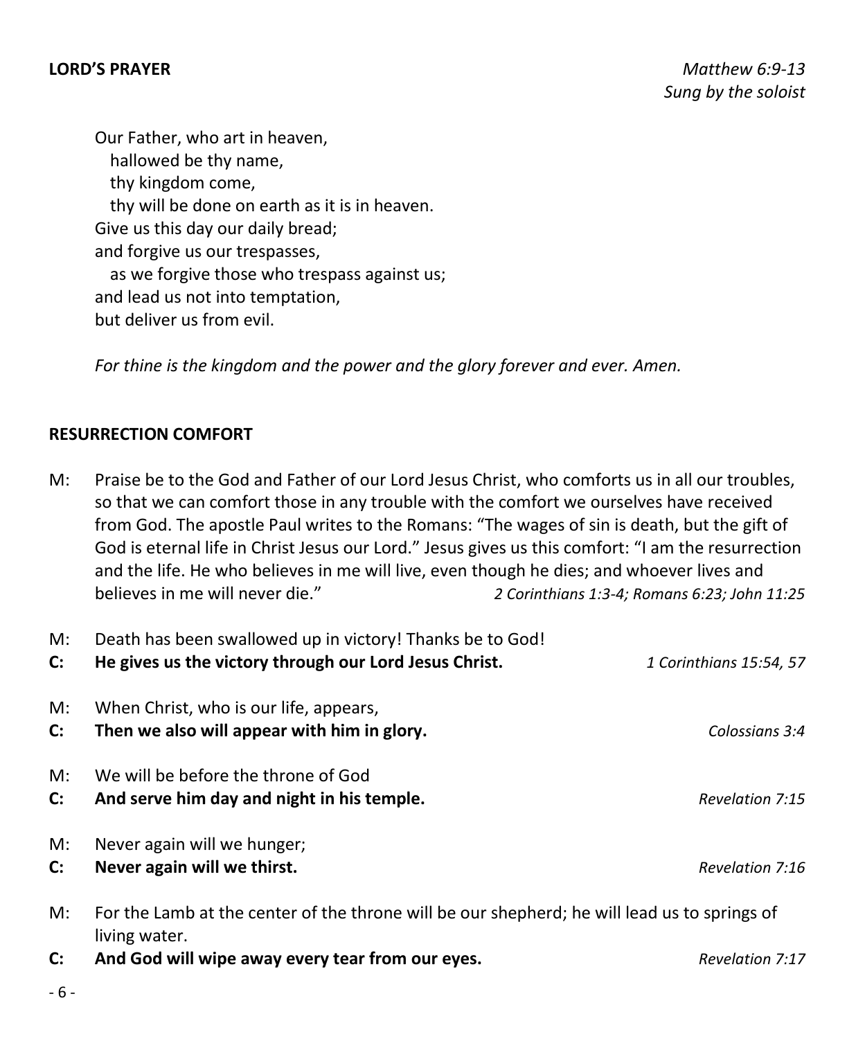**LORD'S PRAYER** *Matthew 6:9-13*
*Sung by the soloist*

Our Father, who art in heaven,
  hallowed be thy name,
  thy kingdom come,
  thy will be done on earth as it is in heaven.
Give us this day our daily bread;
and forgive us our trespasses,
  as we forgive those who trespass against us;
and lead us not into temptation,
but deliver us from evil.

*For thine is the kingdom and the power and the glory forever and ever. Amen.*

**RESURRECTION COMFORT**

M: Praise be to the God and Father of our Lord Jesus Christ, who comforts us in all our troubles, so that we can comfort those in any trouble with the comfort we ourselves have received from God. The apostle Paul writes to the Romans: "The wages of sin is death, but the gift of God is eternal life in Christ Jesus our Lord." Jesus gives us this comfort: "I am the resurrection and the life. He who believes in me will live, even though he dies; and whoever lives and believes in me will never die." *2 Corinthians 1:3-4; Romans 6:23; John 11:25*

M: Death has been swallowed up in victory! Thanks be to God!
**C: He gives us the victory through our Lord Jesus Christ.** *1 Corinthians 15:54, 57*

M: When Christ, who is our life, appears,
**C: Then we also will appear with him in glory.** *Colossians 3:4*

M: We will be before the throne of God
**C: And serve him day and night in his temple.** *Revelation 7:15*

M: Never again will we hunger;
**C: Never again will we thirst.** *Revelation 7:16*

M: For the Lamb at the center of the throne will be our shepherd; he will lead us to springs of living water.
**C: And God will wipe away every tear from our eyes.** *Revelation 7:17*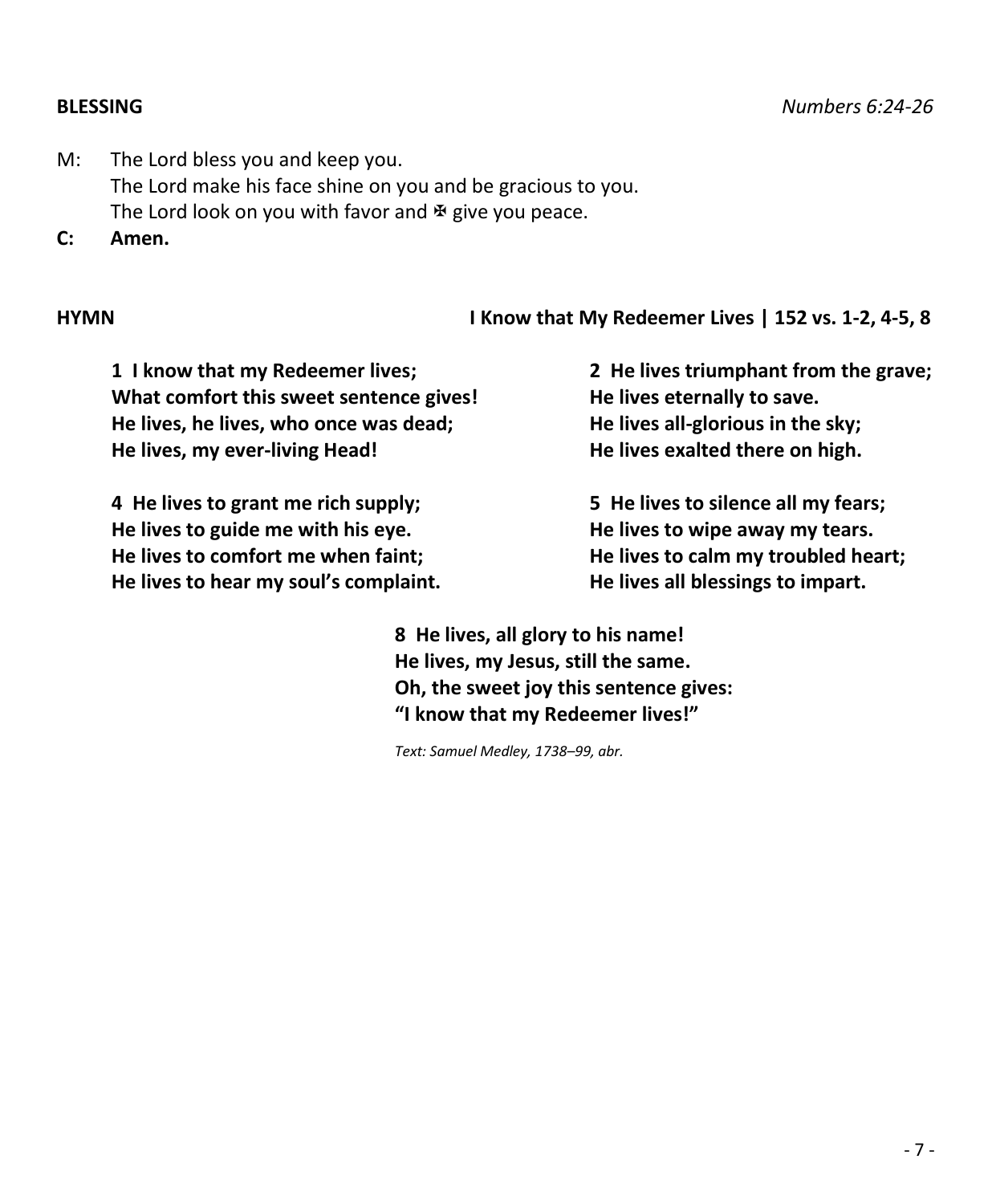**BLESSING** *Numbers 6:24-26*

M: The Lord bless you and keep you.
The Lord make his face shine on you and be gracious to you.
The Lord look on you with favor and ✠ give you peace.

**C: Amen.**

**HYMN** **I Know that My Redeemer Lives | 152 vs. 1-2, 4-5, 8**

**1 I know that my Redeemer lives;**
**What comfort this sweet sentence gives!**
**He lives, he lives, who once was dead;**
**He lives, my ever-living Head!**

**2 He lives triumphant from the grave;**
**He lives eternally to save.**
**He lives all-glorious in the sky;**
**He lives exalted there on high.**

**4 He lives to grant me rich supply;**
**He lives to guide me with his eye.**
**He lives to comfort me when faint;**
**He lives to hear my soul's complaint.**

**5 He lives to silence all my fears;**
**He lives to wipe away my tears.**
**He lives to calm my troubled heart;**
**He lives all blessings to impart.**

**8 He lives, all glory to his name!**
**He lives, my Jesus, still the same.**
**Oh, the sweet joy this sentence gives:**
**"I know that my Redeemer lives!"**

*Text: Samuel Medley, 1738–99, abr.*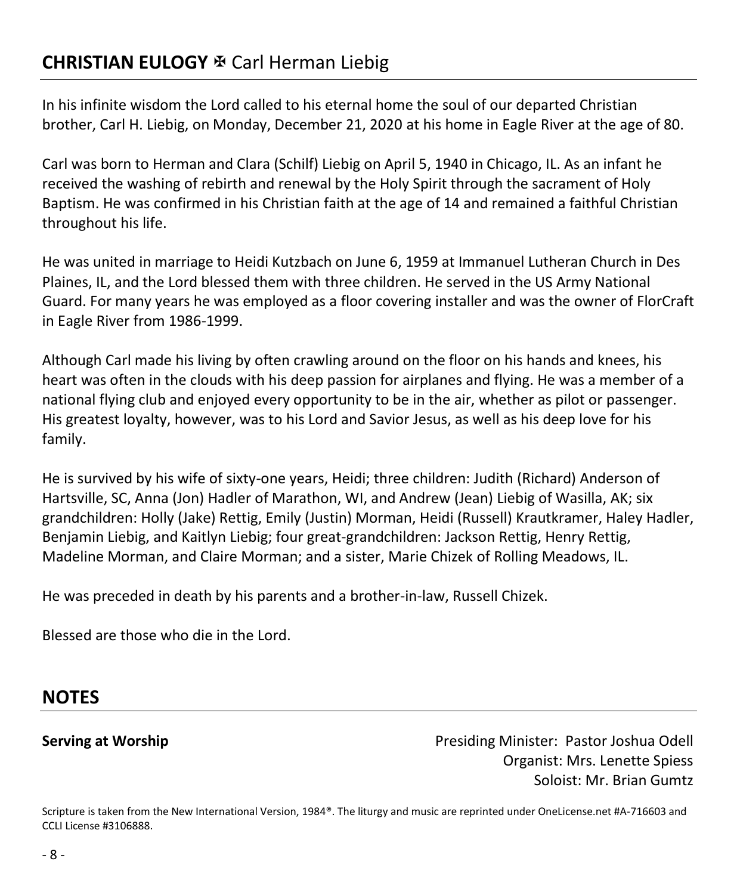## **CHRISTIAN EULOGY** ✠ Carl Herman Liebig

In his infinite wisdom the Lord called to his eternal home the soul of our departed Christian brother, Carl H. Liebig, on Monday, December 21, 2020 at his home in Eagle River at the age of 80.

Carl was born to Herman and Clara (Schilf) Liebig on April 5, 1940 in Chicago, IL. As an infant he received the washing of rebirth and renewal by the Holy Spirit through the sacrament of Holy Baptism. He was confirmed in his Christian faith at the age of 14 and remained a faithful Christian throughout his life.

He was united in marriage to Heidi Kutzbach on June 6, 1959 at Immanuel Lutheran Church in Des Plaines, IL, and the Lord blessed them with three children. He served in the US Army National Guard. For many years he was employed as a floor covering installer and was the owner of FlorCraft in Eagle River from 1986-1999.

Although Carl made his living by often crawling around on the floor on his hands and knees, his heart was often in the clouds with his deep passion for airplanes and flying. He was a member of a national flying club and enjoyed every opportunity to be in the air, whether as pilot or passenger. His greatest loyalty, however, was to his Lord and Savior Jesus, as well as his deep love for his family.

He is survived by his wife of sixty-one years, Heidi; three children: Judith (Richard) Anderson of Hartsville, SC, Anna (Jon) Hadler of Marathon, WI, and Andrew (Jean) Liebig of Wasilla, AK; six grandchildren: Holly (Jake) Rettig, Emily (Justin) Morman, Heidi (Russell) Krautkramer, Haley Hadler, Benjamin Liebig, and Kaitlyn Liebig; four great-grandchildren: Jackson Rettig, Henry Rettig, Madeline Morman, and Claire Morman; and a sister, Marie Chizek of Rolling Meadows, IL.

He was preceded in death by his parents and a brother-in-law, Russell Chizek.

Blessed are those who die in the Lord.

## **NOTES**

**Serving at Worship**

Presiding Minister: Pastor Joshua Odell
Organist: Mrs. Lenette Spiess
Soloist: Mr. Brian Gumtz

Scripture is taken from the New International Version, 1984®. The liturgy and music are reprinted under OneLicense.net #A-716603 and CCLI License #3106888.